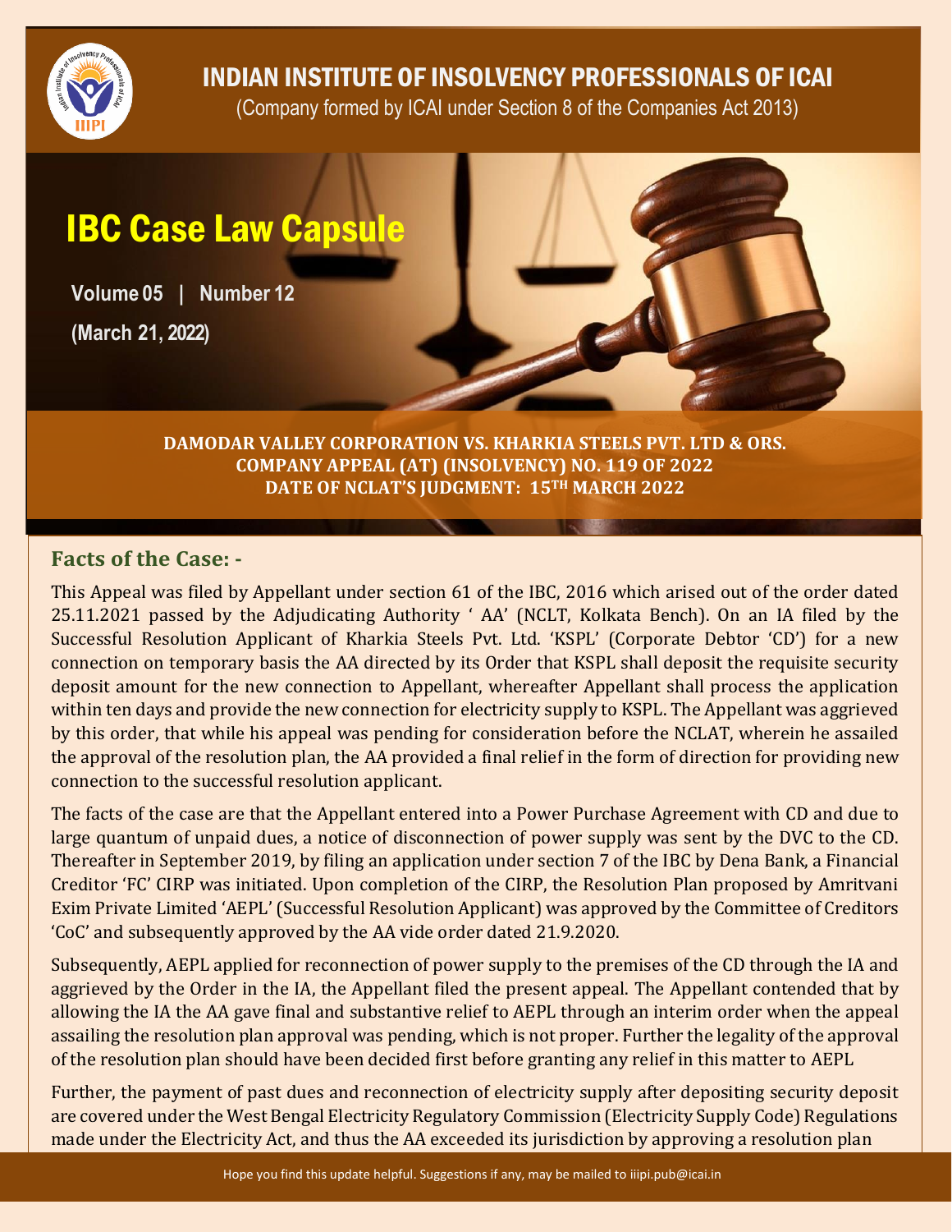# INDIAN INSTITUTE OF INSOLVENCY PROFESSIONALS OF ICAI

(Company formed by ICAI under Section 8 of the Companies Act 2013)

# IBC Case Law Capsule

**Volume 05 | Number 12**

**(March 21, 2022)**

**DAMODAR VALLEY CORPORATION VS. KHARKIA STEELS PVT. LTD & ORS.**
**COMPANY APPEAL (AT) (INSOLVENCY) NO. 119 OF 2022**
**DATE OF NCLAT'S JUDGMENT: 15TH MARCH 2022**

## Facts of the Case: -

This Appeal was filed by Appellant under section 61 of the IBC, 2016 which arised out of the order dated 25.11.2021 passed by the Adjudicating Authority ' AA' (NCLT, Kolkata Bench). On an IA filed by the Successful Resolution Applicant of Kharkia Steels Pvt. Ltd. 'KSPL' (Corporate Debtor 'CD') for a new connection on temporary basis the AA directed by its Order that KSPL shall deposit the requisite security deposit amount for the new connection to Appellant, whereafter Appellant shall process the application within ten days and provide the new connection for electricity supply to KSPL. The Appellant was aggrieved by this order, that while his appeal was pending for consideration before the NCLAT, wherein he assailed the approval of the resolution plan, the AA provided a final relief in the form of direction for providing new connection to the successful resolution applicant.

The facts of the case are that the Appellant entered into a Power Purchase Agreement with CD and due to large quantum of unpaid dues, a notice of disconnection of power supply was sent by the DVC to the CD. Thereafter in September 2019, by filing an application under section 7 of the IBC by Dena Bank, a Financial Creditor 'FC' CIRP was initiated. Upon completion of the CIRP, the Resolution Plan proposed by Amritvani Exim Private Limited 'AEPL' (Successful Resolution Applicant) was approved by the Committee of Creditors 'CoC' and subsequently approved by the AA vide order dated 21.9.2020.

Subsequently, AEPL applied for reconnection of power supply to the premises of the CD through the IA and aggrieved by the Order in the IA, the Appellant filed the present appeal. The Appellant contended that by allowing the IA the AA gave final and substantive relief to AEPL through an interim order when the appeal assailing the resolution plan approval was pending, which is not proper. Further the legality of the approval of the resolution plan should have been decided first before granting any relief in this matter to AEPL

Further, the payment of past dues and reconnection of electricity supply after depositing security deposit are covered under the West Bengal Electricity Regulatory Commission (Electricity Supply Code) Regulations made under the Electricity Act, and thus the AA exceeded its jurisdiction by approving a resolution plan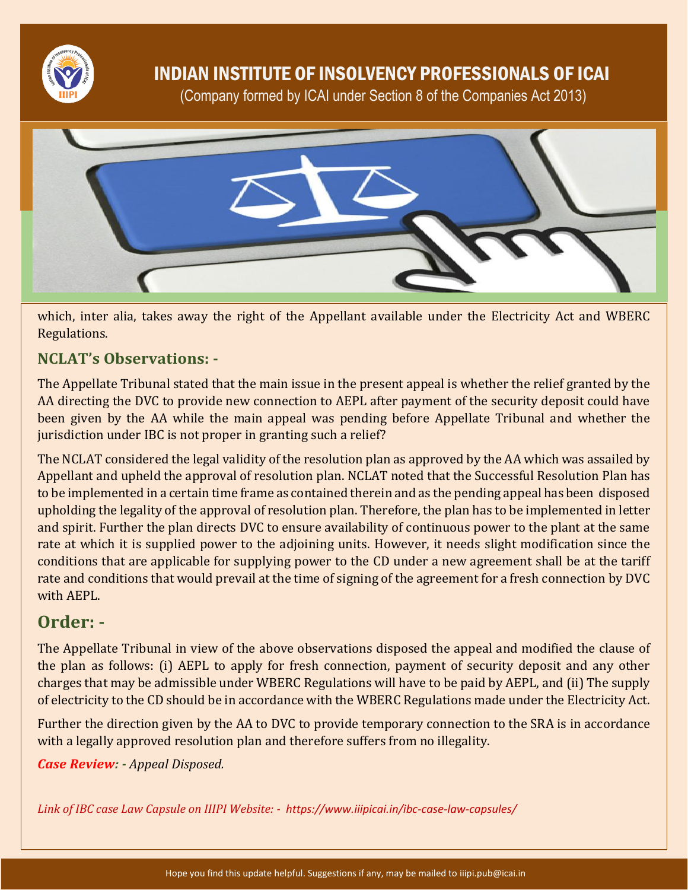# INDIAN INSTITUTE OF INSOLVENCY PROFESSIONALS OF ICAI

(Company formed by ICAI under Section 8 of the Companies Act 2013)

which, inter alia, takes away the right of the Appellant available under the Electricity Act and WBERC Regulations.

## NCLAT's Observations: -

The Appellate Tribunal stated that the main issue in the present appeal is whether the relief granted by the AA directing the DVC to provide new connection to AEPL after payment of the security deposit could have been given by the AA while the main appeal was pending before Appellate Tribunal and whether the jurisdiction under IBC is not proper in granting such a relief?

The NCLAT considered the legal validity of the resolution plan as approved by the AA which was assailed by Appellant and upheld the approval of resolution plan. NCLAT noted that the Successful Resolution Plan has to be implemented in a certain time frame as contained therein and as the pending appeal has been disposed upholding the legality of the approval of resolution plan. Therefore, the plan has to be implemented in letter and spirit. Further the plan directs DVC to ensure availability of continuous power to the plant at the same rate at which it is supplied power to the adjoining units. However, it needs slight modification since the conditions that are applicable for supplying power to the CD under a new agreement shall be at the tariff rate and conditions that would prevail at the time of signing of the agreement for a fresh connection by DVC with AEPL.

## Order: -

The Appellate Tribunal in view of the above observations disposed the appeal and modified the clause of the plan as follows: (i) AEPL to apply for fresh connection, payment of security deposit and any other charges that may be admissible under WBERC Regulations will have to be paid by AEPL, and (ii) The supply of electricity to the CD should be in accordance with the WBERC Regulations made under the Electricity Act.

Further the direction given by the AA to DVC to provide temporary connection to the SRA is in accordance with a legally approved resolution plan and therefore suffers from no illegality.

***Case Review:*** *- Appeal Disposed.*

*Link of IBC case Law Capsule on IIIPI Website: - https://www.iiipicai.in/ibc-case-law-capsules/*

Hope you find this update helpful. Suggestions if any, may be mailed to iiipi.pub@icai.in